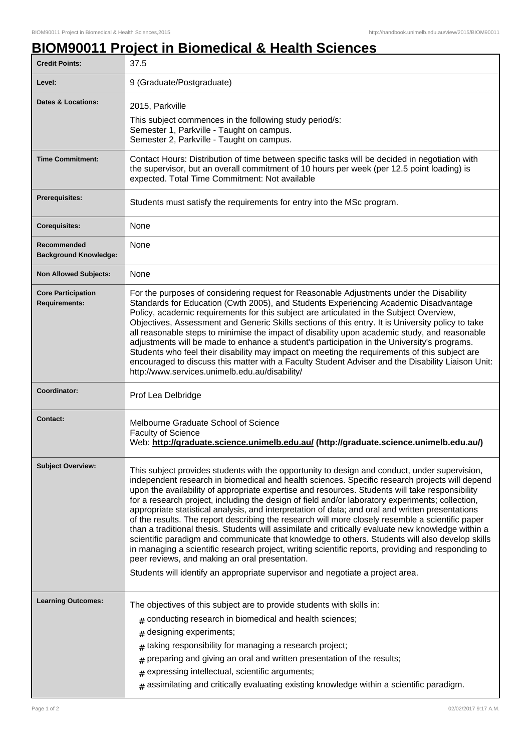# BIOM90011 Project in Biomedical & Health Sciences

| | |
|---|---|
| **Credit Points:** | 37.5 |
| **Level:** | 9 (Graduate/Postgraduate) |
| **Dates & Locations:** | 2015, Parkville<br>This subject commences in the following study period/s:<br>Semester 1, Parkville - Taught on campus.<br>Semester 2, Parkville - Taught on campus. |
| **Time Commitment:** | Contact Hours: Distribution of time between specific tasks will be decided in negotiation with the supervisor, but an overall commitment of 10 hours per week (per 12.5 point loading) is expected. Total Time Commitment: Not available |
| **Prerequisites:** | Students must satisfy the requirements for entry into the MSc program. |
| **Corequisites:** | None |
| **Recommended Background Knowledge:** | None |
| **Non Allowed Subjects:** | None |
| **Core Participation Requirements:** | For the purposes of considering request for Reasonable Adjustments under the Disability Standards for Education (Cwth 2005), and Students Experiencing Academic Disadvantage Policy, academic requirements for this subject are articulated in the Subject Overview, Objectives, Assessment and Generic Skills sections of this entry. It is University policy to take all reasonable steps to minimise the impact of disability upon academic study, and reasonable adjustments will be made to enhance a student's participation in the University's programs. Students who feel their disability may impact on meeting the requirements of this subject are encouraged to discuss this matter with a Faculty Student Adviser and the Disability Liaison Unit: http://www.services.unimelb.edu.au/disability/ |
| **Coordinator:** | Prof Lea Delbridge |
| **Contact:** | Melbourne Graduate School of Science<br>Faculty of Science<br>Web: **http://graduate.science.unimelb.edu.au/ (http://graduate.science.unimelb.edu.au/)** |
| **Subject Overview:** | This subject provides students with the opportunity to design and conduct, under supervision, independent research in biomedical and health sciences. Specific research projects will depend upon the availability of appropriate expertise and resources. Students will take responsibility for a research project, including the design of field and/or laboratory experiments; collection, appropriate statistical analysis, and interpretation of data; and oral and written presentations of the results. The report describing the research will more closely resemble a scientific paper than a traditional thesis. Students will assimilate and critically evaluate new knowledge within a scientific paradigm and communicate that knowledge to others. Students will also develop skills in managing a scientific research project, writing scientific reports, providing and responding to peer reviews, and making an oral presentation.<br>Students will identify an appropriate supervisor and negotiate a project area. |
| **Learning Outcomes:** | The objectives of this subject are to provide students with skills in:<br># conducting research in biomedical and health sciences;<br># designing experiments;<br># taking responsibility for managing a research project;<br># preparing and giving an oral and written presentation of the results;<br># expressing intellectual, scientific arguments;<br># assimilating and critically evaluating existing knowledge within a scientific paradigm. |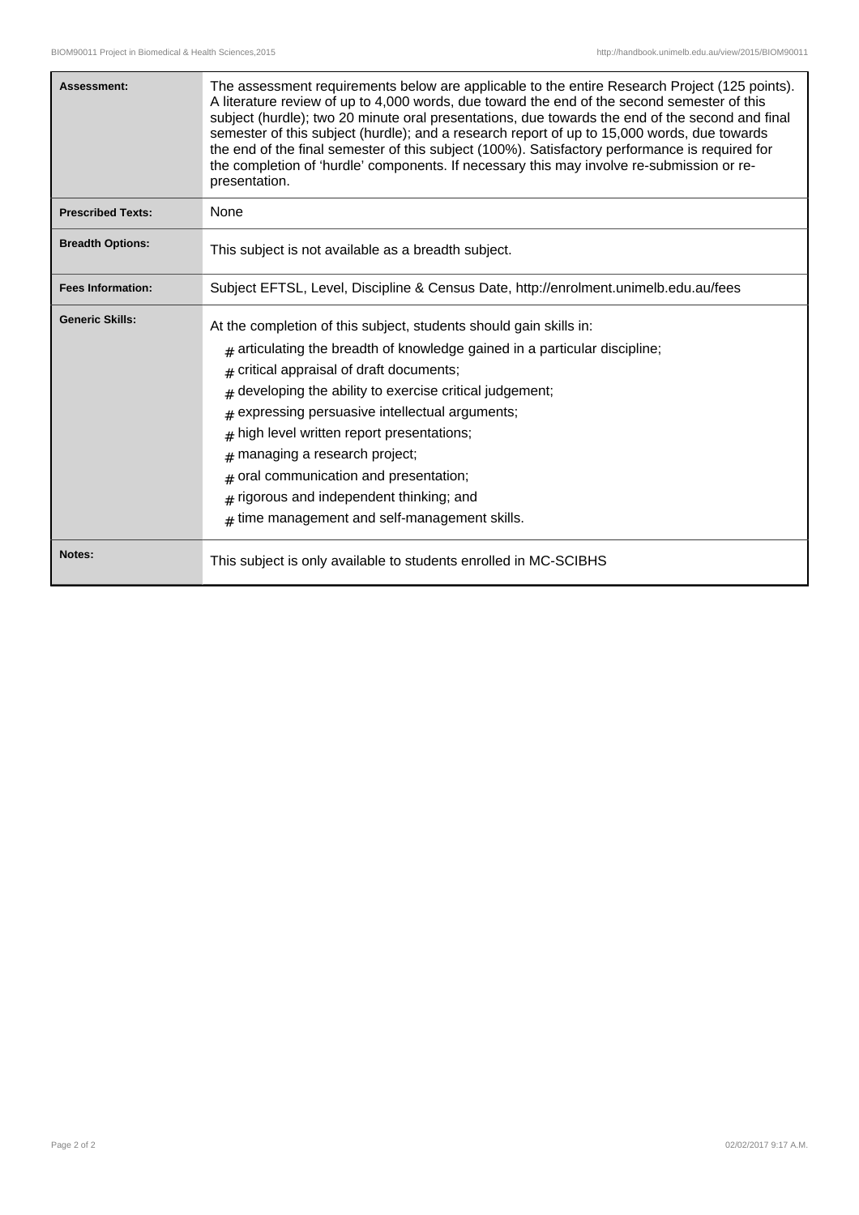| | |
|---|---|
| **Assessment:** | The assessment requirements below are applicable to the entire Research Project (125 points). A literature review of up to 4,000 words, due toward the end of the second semester of this subject (hurdle); two 20 minute oral presentations, due towards the end of the second and final semester of this subject (hurdle); and a research report of up to 15,000 words, due towards the end of the final semester of this subject (100%). Satisfactory performance is required for the completion of 'hurdle' components. If necessary this may involve re-submission or re-presentation. |
| **Prescribed Texts:** | None |
| **Breadth Options:** | This subject is not available as a breadth subject. |
| **Fees Information:** | Subject EFTSL, Level, Discipline & Census Date, http://enrolment.unimelb.edu.au/fees |
| **Generic Skills:** | At the completion of this subject, students should gain skills in:<br># articulating the breadth of knowledge gained in a particular discipline;<br># critical appraisal of draft documents;<br># developing the ability to exercise critical judgement;<br># expressing persuasive intellectual arguments;<br># high level written report presentations;<br># managing a research project;<br># oral communication and presentation;<br># rigorous and independent thinking; and<br># time management and self-management skills. |
| **Notes:** | This subject is only available to students enrolled in MC-SCIBHS |